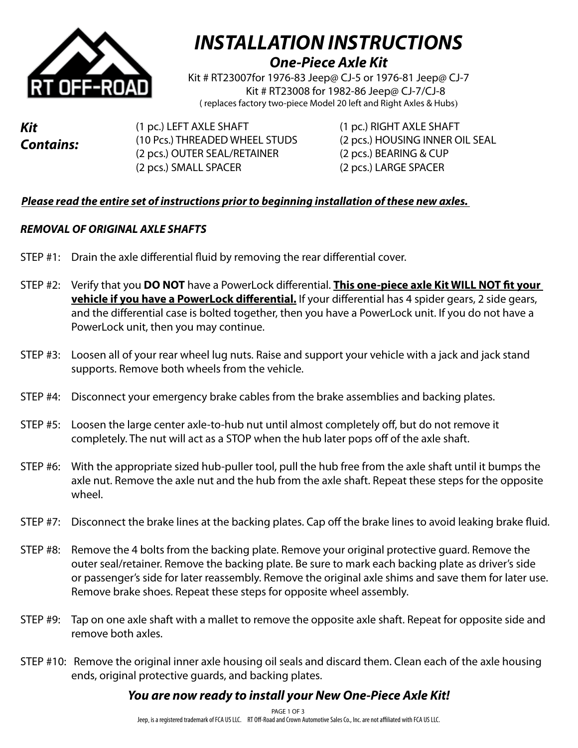# INSTALLATION INSTRUCTIONS

## One-Piece Axle Kit

Kit # RT23007for 1976-83 Jeep@ CJ-5 or 1976-81 Jeep@ CJ-7
Kit # RT23008 for 1982-86 Jeep@ CJ-7/CJ-8
( replaces factory two-piece Model 20 left and Right Axles & Hubs)

***Kit Contains:***

- (1 pc.) LEFT AXLE SHAFT
- (10 Pcs.) THREADED WHEEL STUDS
- (2 pcs.) OUTER SEAL/RETAINER
- (2 pcs.) SMALL SPACER
- (1 pc.) RIGHT AXLE SHAFT
- (2 pcs.) HOUSING INNER OIL SEAL
- (2 pcs.) BEARING & CUP
- (2 pcs.) LARGE SPACER

***Please read the entire set of instructions prior to beginning installation of these new axles.***

***REMOVAL OF ORIGINAL AXLE SHAFTS***

STEP #1: Drain the axle differential fluid by removing the rear differential cover.

STEP #2: Verify that you **DO NOT** have a PowerLock differential. **This one-piece axle Kit WILL NOT fit your vehicle if you have a PowerLock differential.** If your differential has 4 spider gears, 2 side gears, and the differential case is bolted together, then you have a PowerLock unit. If you do not have a PowerLock unit, then you may continue.

STEP #3: Loosen all of your rear wheel lug nuts. Raise and support your vehicle with a jack and jack stand supports. Remove both wheels from the vehicle.

STEP #4: Disconnect your emergency brake cables from the brake assemblies and backing plates.

STEP #5: Loosen the large center axle-to-hub nut until almost completely off, but do not remove it completely. The nut will act as a STOP when the hub later pops off of the axle shaft.

STEP #6: With the appropriate sized hub-puller tool, pull the hub free from the axle shaft until it bumps the axle nut. Remove the axle nut and the hub from the axle shaft. Repeat these steps for the opposite wheel.

STEP #7: Disconnect the brake lines at the backing plates. Cap off the brake lines to avoid leaking brake fluid.

STEP #8: Remove the 4 bolts from the backing plate. Remove your original protective guard. Remove the outer seal/retainer. Remove the backing plate. Be sure to mark each backing plate as driver's side or passenger's side for later reassembly. Remove the original axle shims and save them for later use. Remove brake shoes. Repeat these steps for opposite wheel assembly.

STEP #9: Tap on one axle shaft with a mallet to remove the opposite axle shaft. Repeat for opposite side and remove both axles.

STEP #10: Remove the original inner axle housing oil seals and discard them. Clean each of the axle housing ends, original protective guards, and backing plates.

***You are now ready to install your New One-Piece Axle Kit!***

Jeep, is a registered trademark of FCA US LLC. RT Off-Road and Crown Automotive Sales Co., Inc. are not affiliated with FCA US LLC.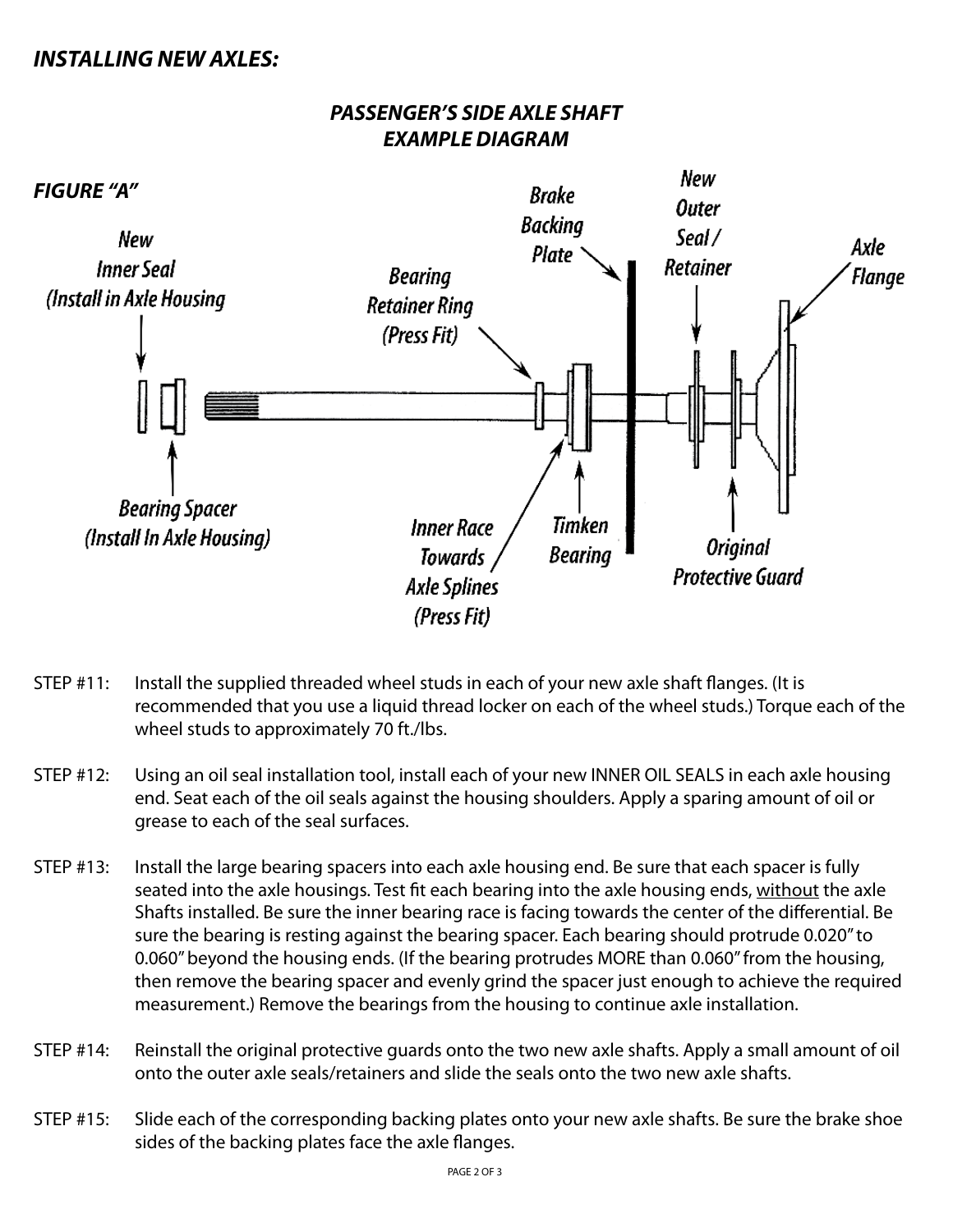## *INSTALLING NEW AXLES:*

### *PASSENGER'S SIDE AXLE SHAFT EXAMPLE DIAGRAM*

*FIGURE "A"*

New Inner Seal (Install in Axle Housing)

Bearing Spacer (Install In Axle Housing)

Bearing Retainer Ring (Press Fit)

Inner Race Towards Axle Splines (Press Fit)

Timken Bearing

Brake Backing Plate

New Outer Seal / Retainer

Original Protective Guard

Axle Flange

STEP #11: Install the supplied threaded wheel studs in each of your new axle shaft flanges. (It is recommended that you use a liquid thread locker on each of the wheel studs.) Torque each of the wheel studs to approximately 70 ft./lbs.

STEP #12: Using an oil seal installation tool, install each of your new INNER OIL SEALS in each axle housing end. Seat each of the oil seals against the housing shoulders. Apply a sparing amount of oil or grease to each of the seal surfaces.

STEP #13: Install the large bearing spacers into each axle housing end. Be sure that each spacer is fully seated into the axle housings. Test fit each bearing into the axle housing ends, without the axle Shafts installed. Be sure the inner bearing race is facing towards the center of the differential. Be sure the bearing is resting against the bearing spacer. Each bearing should protrude 0.020" to 0.060" beyond the housing ends. (If the bearing protrudes MORE than 0.060" from the housing, then remove the bearing spacer and evenly grind the spacer just enough to achieve the required measurement.) Remove the bearings from the housing to continue axle installation.

STEP #14: Reinstall the original protective guards onto the two new axle shafts. Apply a small amount of oil onto the outer axle seals/retainers and slide the seals onto the two new axle shafts.

STEP #15: Slide each of the corresponding backing plates onto your new axle shafts. Be sure the brake shoe sides of the backing plates face the axle flanges.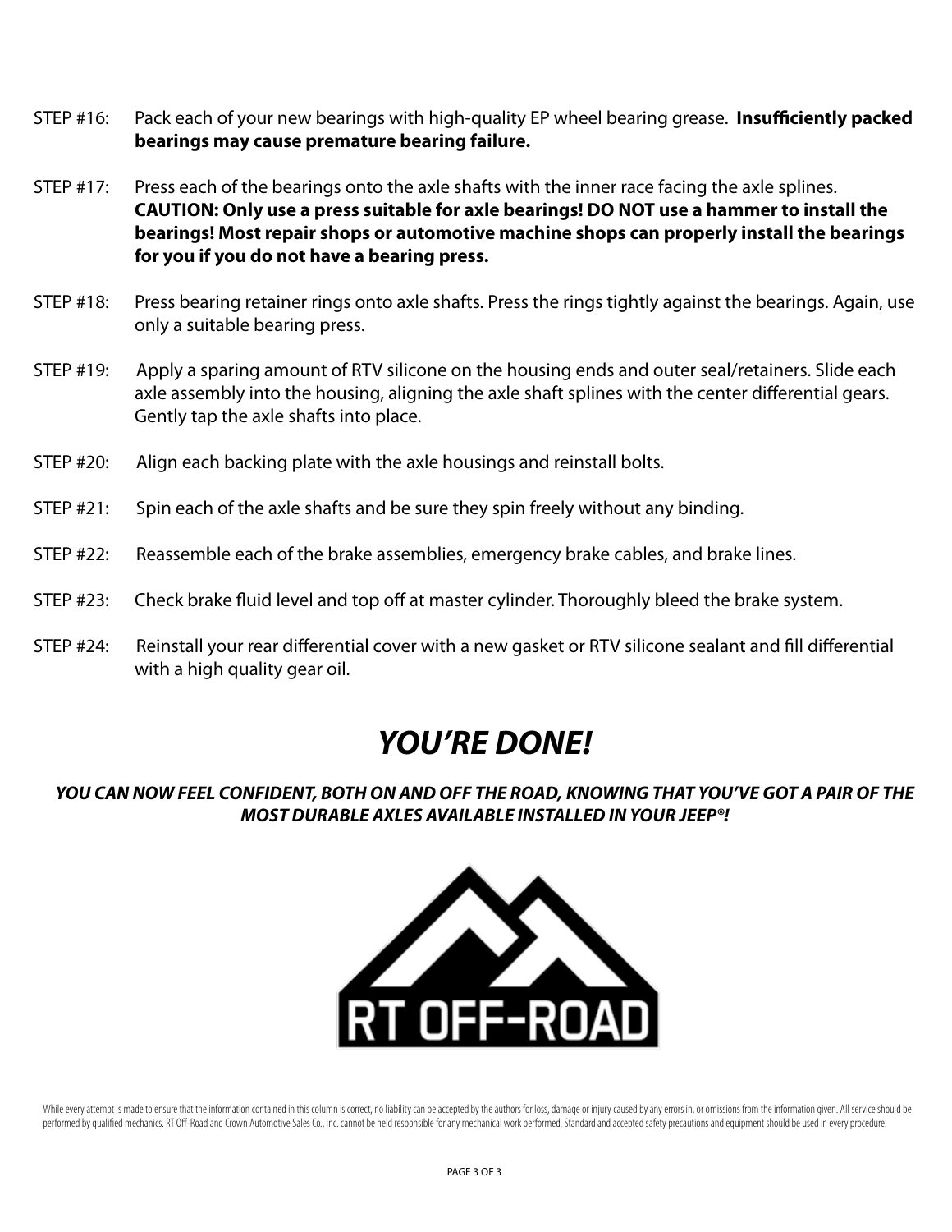STEP #16: Pack each of your new bearings with high-quality EP wheel bearing grease. **Insufficiently packed bearings may cause premature bearing failure.**

STEP #17: Press each of the bearings onto the axle shafts with the inner race facing the axle splines. **CAUTION: Only use a press suitable for axle bearings! DO NOT use a hammer to install the bearings! Most repair shops or automotive machine shops can properly install the bearings for you if you do not have a bearing press.**

STEP #18: Press bearing retainer rings onto axle shafts. Press the rings tightly against the bearings. Again, use only a suitable bearing press.

STEP #19: Apply a sparing amount of RTV silicone on the housing ends and outer seal/retainers. Slide each axle assembly into the housing, aligning the axle shaft splines with the center differential gears. Gently tap the axle shafts into place.

STEP #20: Align each backing plate with the axle housings and reinstall bolts.

STEP #21: Spin each of the axle shafts and be sure they spin freely without any binding.

STEP #22: Reassemble each of the brake assemblies, emergency brake cables, and brake lines.

STEP #23: Check brake fluid level and top off at master cylinder. Thoroughly bleed the brake system.

STEP #24: Reinstall your rear differential cover with a new gasket or RTV silicone sealant and fill differential with a high quality gear oil.

# ***YOU'RE DONE!***

***YOU CAN NOW FEEL CONFIDENT, BOTH ON AND OFF THE ROAD, KNOWING THAT YOU'VE GOT A PAIR OF THE MOST DURABLE AXLES AVAILABLE INSTALLED IN YOUR JEEP®!***

RT OFF-ROAD

While every attempt is made to ensure that the information contained in this column is correct, no liability can be accepted by the authors for loss, damage or injury caused by any errors in, or omissions from the information given. All service should be performed by qualified mechanics. RT Off-Road and Crown Automotive Sales Co., Inc. cannot be held responsible for any mechanical work performed. Standard and accepted safety precautions and equipment should be used in every procedure.